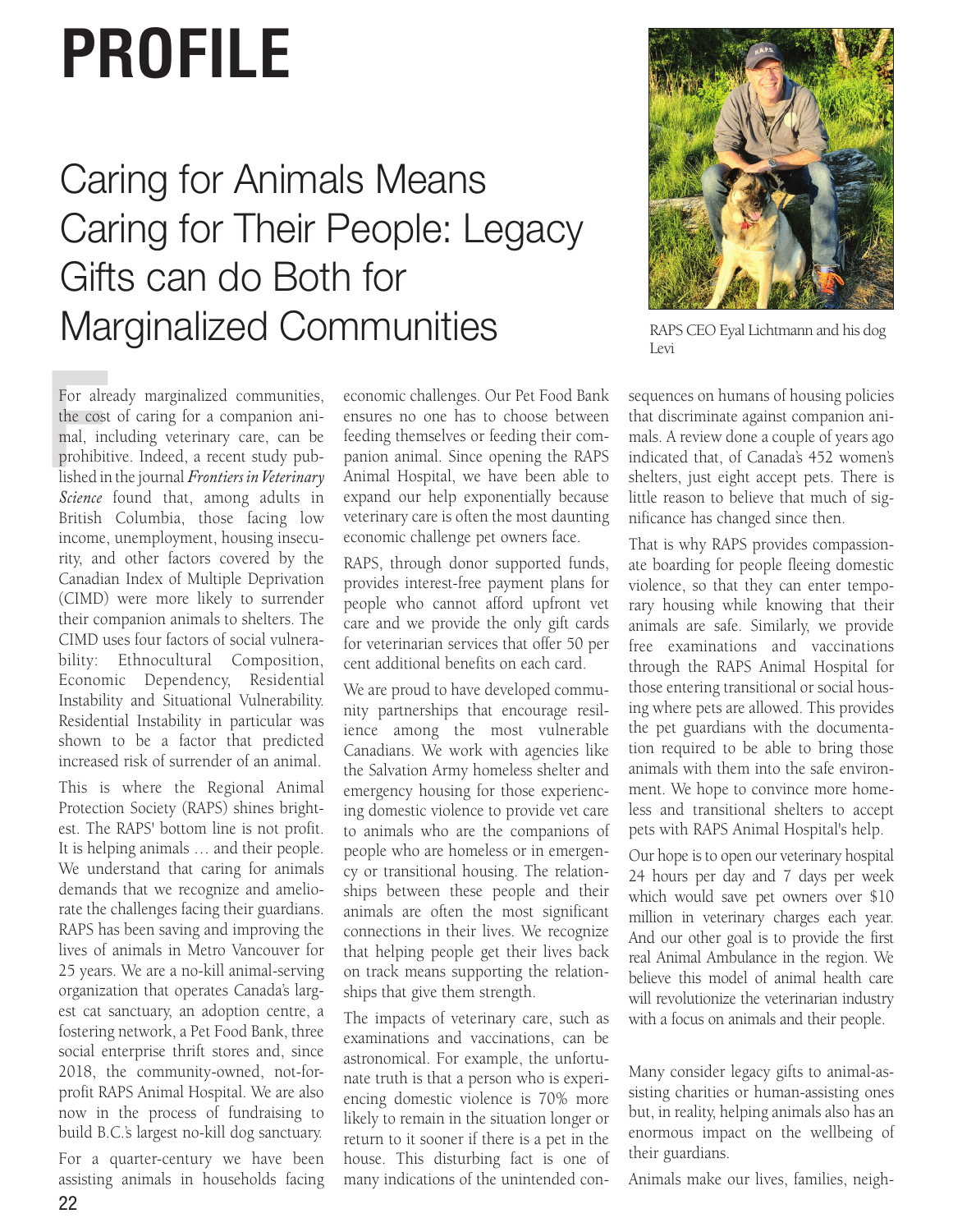# PROFILE

## Caring for Animals Means Caring for Their People: Legacy Gifts can do Both for Marginalized Communities

RAPS CEO Eyal Lichtmann and his dog Levi

For already marginalized communities, the cost of caring for a companion animal, including veterinary care, can be prohibitive. Indeed, a recent study published in the journal *Frontiers in Veterinary Science* found that, among adults in British Columbia, those facing low income, unemployment, housing insecurity, and other factors covered by the Canadian Index of Multiple Deprivation (CIMD) were more likely to surrender their companion animals to shelters. The CIMD uses four factors of social vulnerability: Ethnocultural Composition, Economic Dependency, Residential Instability and Situational Vulnerability. Residential Instability in particular was shown to be a factor that predicted increased risk of surrender of an animal.

This is where the Regional Animal Protection Society (RAPS) shines brightest. The RAPS' bottom line is not profit. It is helping animals … and their people. We understand that caring for animals demands that we recognize and ameliorate the challenges facing their guardians. RAPS has been saving and improving the lives of animals in Metro Vancouver for 25 years. We are a no-kill animal-serving organization that operates Canada's largest cat sanctuary, an adoption centre, a fostering network, a Pet Food Bank, three social enterprise thrift stores and, since 2018, the community-owned, not-for-profit RAPS Animal Hospital. We are also now in the process of fundraising to build B.C.'s largest no-kill dog sanctuary.

For a quarter-century we have been assisting animals in households facing economic challenges. Our Pet Food Bank ensures no one has to choose between feeding themselves or feeding their companion animal. Since opening the RAPS Animal Hospital, we have been able to expand our help exponentially because veterinary care is often the most daunting economic challenge pet owners face.

RAPS, through donor supported funds, provides interest-free payment plans for people who cannot afford upfront vet care and we provide the only gift cards for veterinarian services that offer 50 per cent additional benefits on each card.

We are proud to have developed community partnerships that encourage resilience among the most vulnerable Canadians. We work with agencies like the Salvation Army homeless shelter and emergency housing for those experiencing domestic violence to provide vet care to animals who are the companions of people who are homeless or in emergency or transitional housing. The relationships between these people and their animals are often the most significant connections in their lives. We recognize that helping people get their lives back on track means supporting the relationships that give them strength.

The impacts of veterinary care, such as examinations and vaccinations, can be astronomical. For example, the unfortunate truth is that a person who is experiencing domestic violence is 70% more likely to remain in the situation longer or return to it sooner if there is a pet in the house. This disturbing fact is one of many indications of the unintended consequences on humans of housing policies that discriminate against companion animals. A review done a couple of years ago indicated that, of Canada's 452 women's shelters, just eight accept pets. There is little reason to believe that much of significance has changed since then.

That is why RAPS provides compassionate boarding for people fleeing domestic violence, so that they can enter temporary housing while knowing that their animals are safe. Similarly, we provide free examinations and vaccinations through the RAPS Animal Hospital for those entering transitional or social housing where pets are allowed. This provides the pet guardians with the documentation required to be able to bring those animals with them into the safe environment. We hope to convince more homeless and transitional shelters to accept pets with RAPS Animal Hospital's help.

Our hope is to open our veterinary hospital 24 hours per day and 7 days per week which would save pet owners over $10 million in veterinary charges each year. And our other goal is to provide the first real Animal Ambulance in the region. We believe this model of animal health care will revolutionize the veterinarian industry with a focus on animals and their people.

Many consider legacy gifts to animal-assisting charities or human-assisting ones but, in reality, helping animals also has an enormous impact on the wellbeing of their guardians.

Animals make our lives, families, neigh-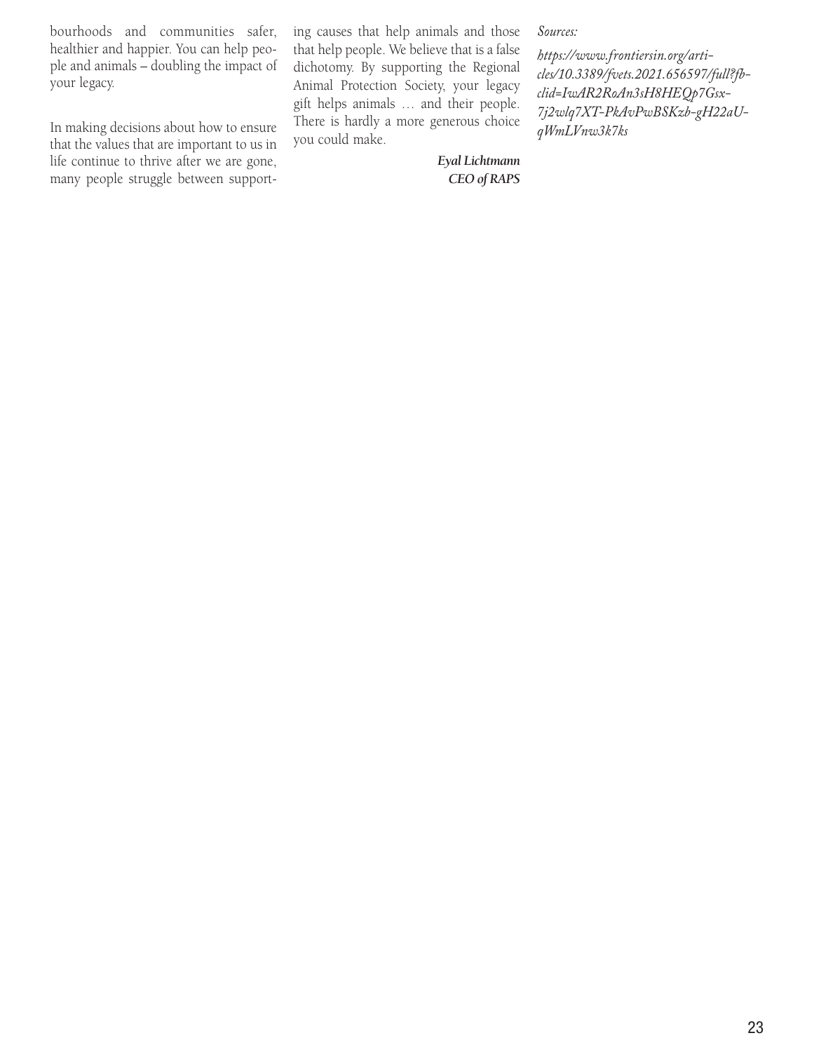bourhoods and communities safer, healthier and happier. You can help people and animals – doubling the impact of your legacy.

In making decisions about how to ensure that the values that are important to us in life continue to thrive after we are gone, many people struggle between supporting causes that help animals and those that help people. We believe that is a false dichotomy. By supporting the Regional Animal Protection Society, your legacy gift helps animals … and their people. There is hardly a more generous choice you could make.

***Eyal Lichtmann***
***CEO of RAPS***

*Sources:*

*https://www.frontiersin.org/articles/10.3389/fvets.2021.656597/full?fbclid=IwAR2RoAn3sH8HEQp7Gsx-7j2wlq7XT-PkAvPwBSKzb-gH22aU-qWmLVnw3k7ks*